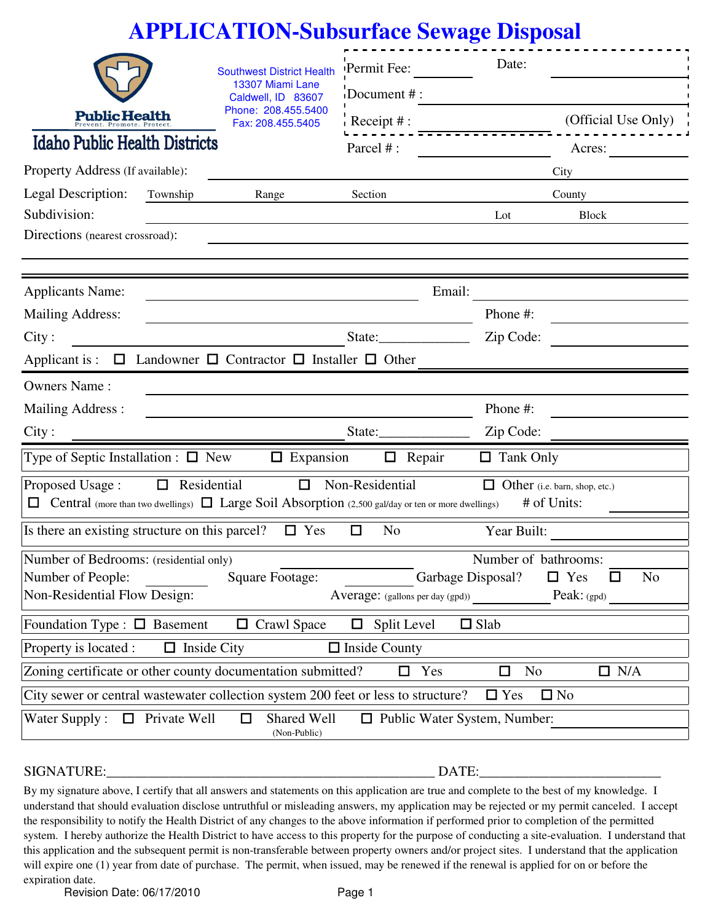# APPLICATION-Subsurface Sewage Disposal

Public Health
Prevent. Promote. Protect.
Idaho Public Health Districts

Southwest District Health
13307 Miami Lane
Caldwell, ID 83607
Phone: 208.455.5400
Fax: 208.455.5405

Permit Fee: ____________ Date: ____________

Document # : ____________

Receipt # : ____________ (Official Use Only)

Parcel # : ____________ Acres: ____________

Property Address (If available): ____________ City ____________

Legal Description: Township ______ Range ______ Section ______ County ____________

Subdivision: ____________ Lot ______ Block ______

Directions (nearest crossroad): ____________

---

Applicants Name: ____________ Email: ____________

Mailing Address: ____________ Phone #: ____________

City : ____________ State:____________ Zip Code: ____________

Applicant is : ☐ Landowner ☐ Contractor ☐ Installer ☐ Other ____________

---

Owners Name : ____________

Mailing Address : ____________ Phone #: ____________

City : ____________ State:____________ Zip Code: ____________

---

Type of Septic Installation : ☐ New ☐ Expansion ☐ Repair ☐ Tank Only

Proposed Usage : ☐ Residential ☐ Non-Residential ☐ Other (i.e. barn, shop, etc.)
☐ Central (more than two dwellings) ☐ Large Soil Absorption (2,500 gal/day or ten or more dwellings) # of Units: ____________

Is there an existing structure on this parcel? ☐ Yes ☐ No Year Built: ____________

Number of Bedrooms: (residential only) ____________ Number of bathrooms: ____________
Number of People: ________ Square Footage: ____________ Garbage Disposal? ☐ Yes ☐ No
Non-Residential Flow Design: Average: (gallons per day (gpd)) ____________ Peak: (gpd) ____________

Foundation Type : ☐ Basement ☐ Crawl Space ☐ Split Level ☐ Slab

Property is located : ☐ Inside City ☐ Inside County

Zoning certificate or other county documentation submitted? ☐ Yes ☐ No ☐ N/A

City sewer or central wastewater collection system 200 feet or less to structure? ☐ Yes ☐ No

Water Supply : ☐ Private Well ☐ Shared Well (Non-Public) ☐ Public Water System, Number: ____________

SIGNATURE:______________________________ DATE:____________________

By my signature above, I certify that all answers and statements on this application are true and complete to the best of my knowledge. I understand that should evaluation disclose untruthful or misleading answers, my application may be rejected or my permit canceled. I accept the responsibility to notify the Health District of any changes to the above information if performed prior to completion of the permitted system. I hereby authorize the Health District to have access to this property for the purpose of conducting a site-evaluation. I understand that this application and the subsequent permit is non-transferable between property owners and/or project sites. I understand that the application will expire one (1) year from date of purchase. The permit, when issued, may be renewed if the renewal is applied for on or before the expiration date.

Revision Date: 06/17/2010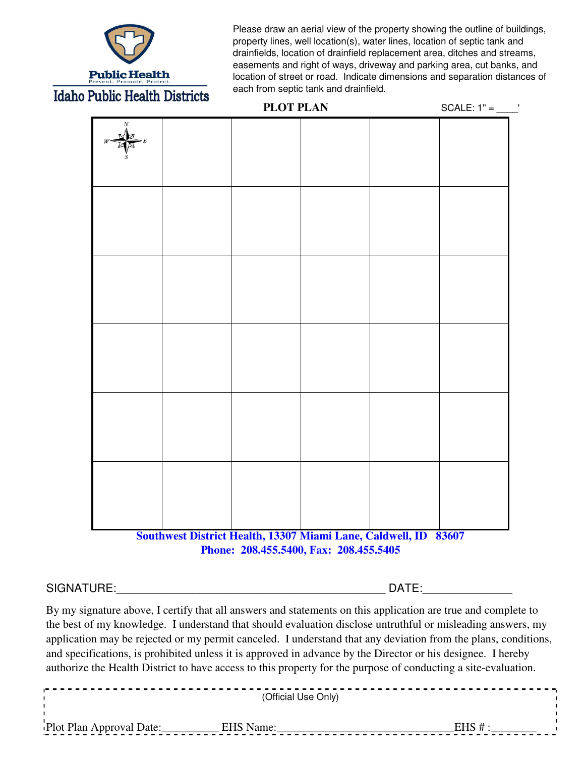Public Health
Prevent. Promote. Protect.

Idaho Public Health Districts

Please draw an aerial view of the property showing the outline of buildings, property lines, well location(s), water lines, location of septic tank and drainfields, location of drainfield replacement area, ditches and streams, easements and right of ways, driveway and parking area, cut banks, and location of street or road. Indicate dimensions and separation distances of each from septic tank and drainfield.

## PLOT PLAN

SCALE: 1" = ____'

| N W E S | | | | | |
|---|---|---|---|---|---|
| | | | | | |
| | | | | | |
| | | | | | |
| | | | | | |
| | | | | | |

**Southwest District Health, 13307 Miami Lane, Caldwell, ID 83607**
**Phone: 208.455.5400, Fax: 208.455.5405**

SIGNATURE:__________________________________________ DATE:______________

By my signature above, I certify that all answers and statements on this application are true and complete to the best of my knowledge. I understand that should evaluation disclose untruthful or misleading answers, my application may be rejected or my permit canceled. I understand that any deviation from the plans, conditions, and specifications, is prohibited unless it is approved in advance by the Director or his designee. I hereby authorize the Health District to have access to this property for the purpose of conducting a site-evaluation.

(Official Use Only)

Plot Plan Approval Date:__________ EHS Name:______________________________EHS # :________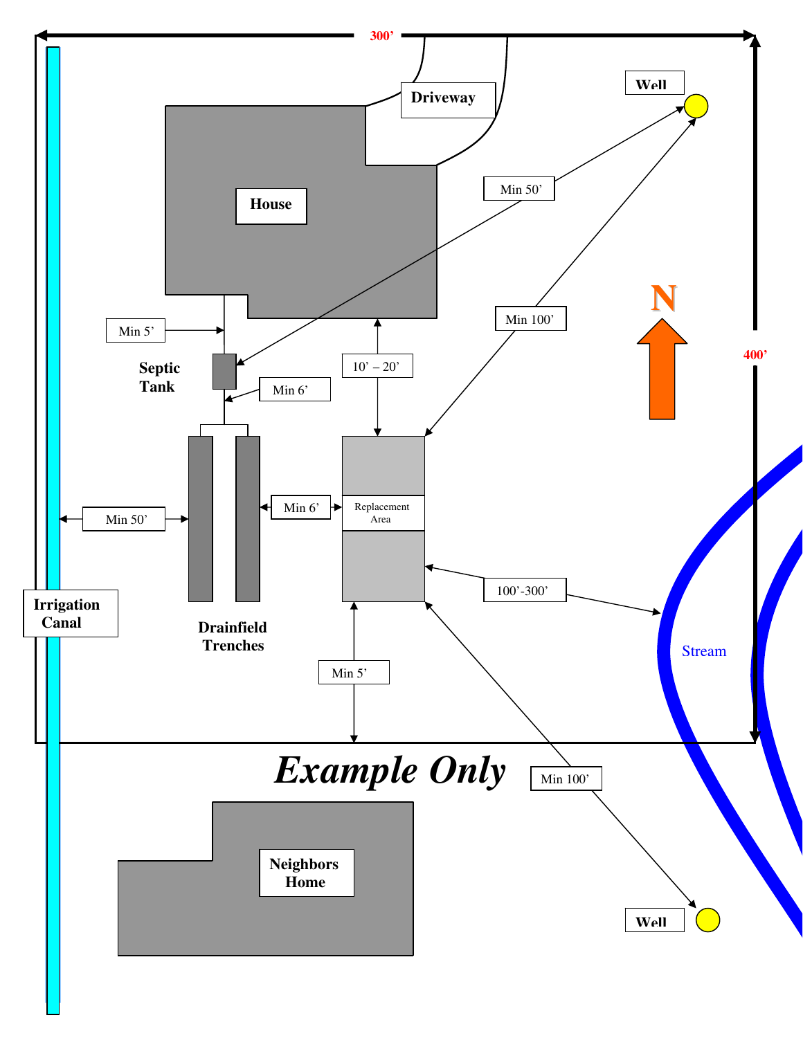300'

400'

Driveway

Well

House

Min 50'

Min 100'

N

Min 5'

Septic Tank

Min 6'

10' – 20'

Min 50'

Min 6'

Replacement Area

Irrigation Canal

Drainfield Trenches

100'-300'

Stream

Min 5'

***Example Only***

Min 100'

Neighbors Home

Well